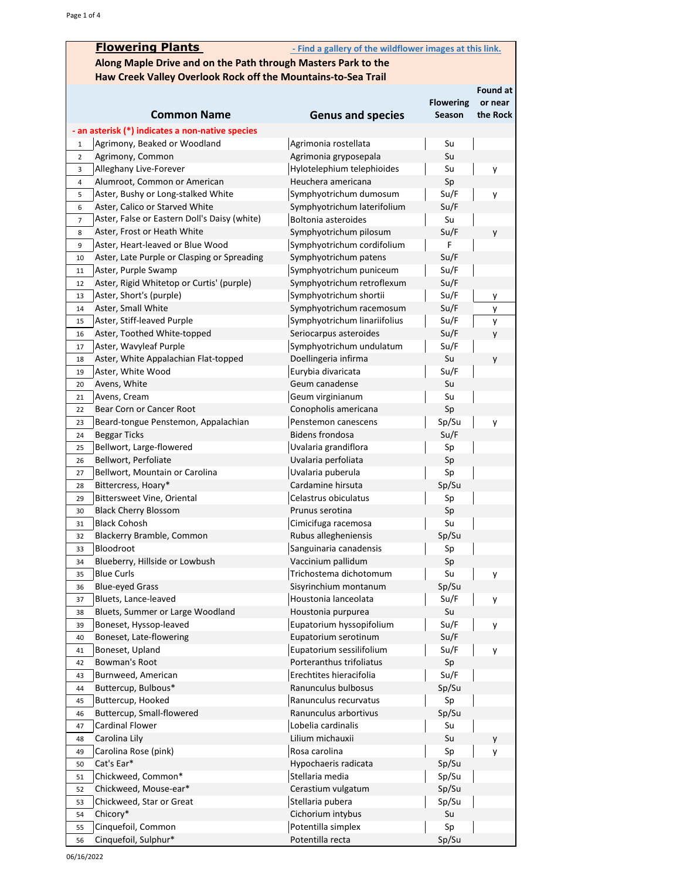## Flowering Plants

- Find a gallery of the wildflower images at this link.

### Along Maple Drive and on the Path through Masters Park to the Haw Creek Valley Overlook Rock off the Mountains-to-Sea Trail

- an asterisk (*) indicates a non-native species

| | Common Name | Genus and species | Flowering Season | Found at or near the Rock |
|---|---|---|---|---|
| 1 | Agrimony, Beaked or Woodland | Agrimonia rostellata | Su | |
| 2 | Agrimony, Common | Agrimonia gryposepala | Su | |
| 3 | Alleghany Live-Forever | Hylotelephium telephioides | Su | y |
| 4 | Alumroot, Common or American | Heuchera americana | Sp | |
| 5 | Aster, Bushy or Long-stalked White | Symphyotrichum dumosum | Su/F | y |
| 6 | Aster, Calico or Starved White | Symphyotrichum laterifolium | Su/F | |
| 7 | Aster, False or Eastern Doll's Daisy (white) | Boltonia asteroides | Su | |
| 8 | Aster, Frost or Heath White | Symphyotrichum pilosum | Su/F | y |
| 9 | Aster, Heart-leaved or Blue Wood | Symphyotrichum cordifolium | F | |
| 10 | Aster, Late Purple or Clasping or Spreading | Symphyotrichum patens | Su/F | |
| 11 | Aster, Purple Swamp | Symphyotrichum puniceum | Su/F | |
| 12 | Aster, Rigid Whitetop or Curtis' (purple) | Symphyotrichum retroflexum | Su/F | |
| 13 | Aster, Short's (purple) | Symphyotrichum shortii | Su/F | y |
| 14 | Aster, Small White | Symphyotrichum racemosum | Su/F | y |
| 15 | Aster, Stiff-leaved Purple | Symphyotrichum linariifolius | Su/F | y |
| 16 | Aster, Toothed White-topped | Seriocarpus asteroides | Su/F | y |
| 17 | Aster, Wavyleaf Purple | Symphyotrichum undulatum | Su/F | |
| 18 | Aster, White Appalachian Flat-topped | Doellingeria infirma | Su | y |
| 19 | Aster, White Wood | Eurybia divaricata | Su/F | |
| 20 | Avens, White | Geum canadense | Su | |
| 21 | Avens, Cream | Geum virginianum | Su | |
| 22 | Bear Corn or Cancer Root | Conopholis americana | Sp | |
| 23 | Beard-tongue Penstemon, Appalachian | Penstemon canescens | Sp/Su | y |
| 24 | Beggar Ticks | Bidens frondosa | Su/F | |
| 25 | Bellwort, Large-flowered | Uvalaria grandiflora | Sp | |
| 26 | Bellwort, Perfoliate | Uvalaria perfoliata | Sp | |
| 27 | Bellwort, Mountain or Carolina | Uvalaria puberula | Sp | |
| 28 | Bittercress, Hoary* | Cardamine hirsuta | Sp/Su | |
| 29 | Bittersweet Vine, Oriental | Celastrus obiculatus | Sp | |
| 30 | Black Cherry Blossom | Prunus serotina | Sp | |
| 31 | Black Cohosh | Cimicifuga racemosa | Su | |
| 32 | Blackerry Bramble, Common | Rubus allegheniensis | Sp/Su | |
| 33 | Bloodroot | Sanguinaria canadensis | Sp | |
| 34 | Blueberry, Hillside or Lowbush | Vaccinium pallidum | Sp | |
| 35 | Blue Curls | Trichostema dichotomum | Su | y |
| 36 | Blue-eyed Grass | Sisyrinchium montanum | Sp/Su | |
| 37 | Bluets, Lance-leaved | Houstonia lanceolata | Su/F | y |
| 38 | Bluets, Summer or Large Woodland | Houstonia purpurea | Su | |
| 39 | Boneset, Hyssop-leaved | Eupatorium hyssopifolium | Su/F | y |
| 40 | Boneset, Late-flowering | Eupatorium serotinum | Su/F | |
| 41 | Boneset, Upland | Eupatorium sessilifolium | Su/F | y |
| 42 | Bowman's Root | Porteranthus trifoliatus | Sp | |
| 43 | Burnweed, American | Erechtites hieracifolia | Su/F | |
| 44 | Buttercup, Bulbous* | Ranunculus bulbosus | Sp/Su | |
| 45 | Buttercup, Hooked | Ranunculus recurvatus | Sp | |
| 46 | Buttercup, Small-flowered | Ranunculus arbortivus | Sp/Su | |
| 47 | Cardinal Flower | Lobelia cardinalis | Su | |
| 48 | Carolina Lily | Lilium michauxii | Su | y |
| 49 | Carolina Rose (pink) | Rosa carolina | Sp | y |
| 50 | Cat's Ear* | Hypochaeris radicata | Sp/Su | |
| 51 | Chickweed, Common* | Stellaria media | Sp/Su | |
| 52 | Chickweed, Mouse-ear* | Cerastium vulgatum | Sp/Su | |
| 53 | Chickweed, Star or Great | Stellaria pubera | Sp/Su | |
| 54 | Chicory* | Cichorium intybus | Su | |
| 55 | Cinquefoil, Common | Potentilla simplex | Sp | |
| 56 | Cinquefoil, Sulphur* | Potentilla recta | Sp/Su | |

06/16/2022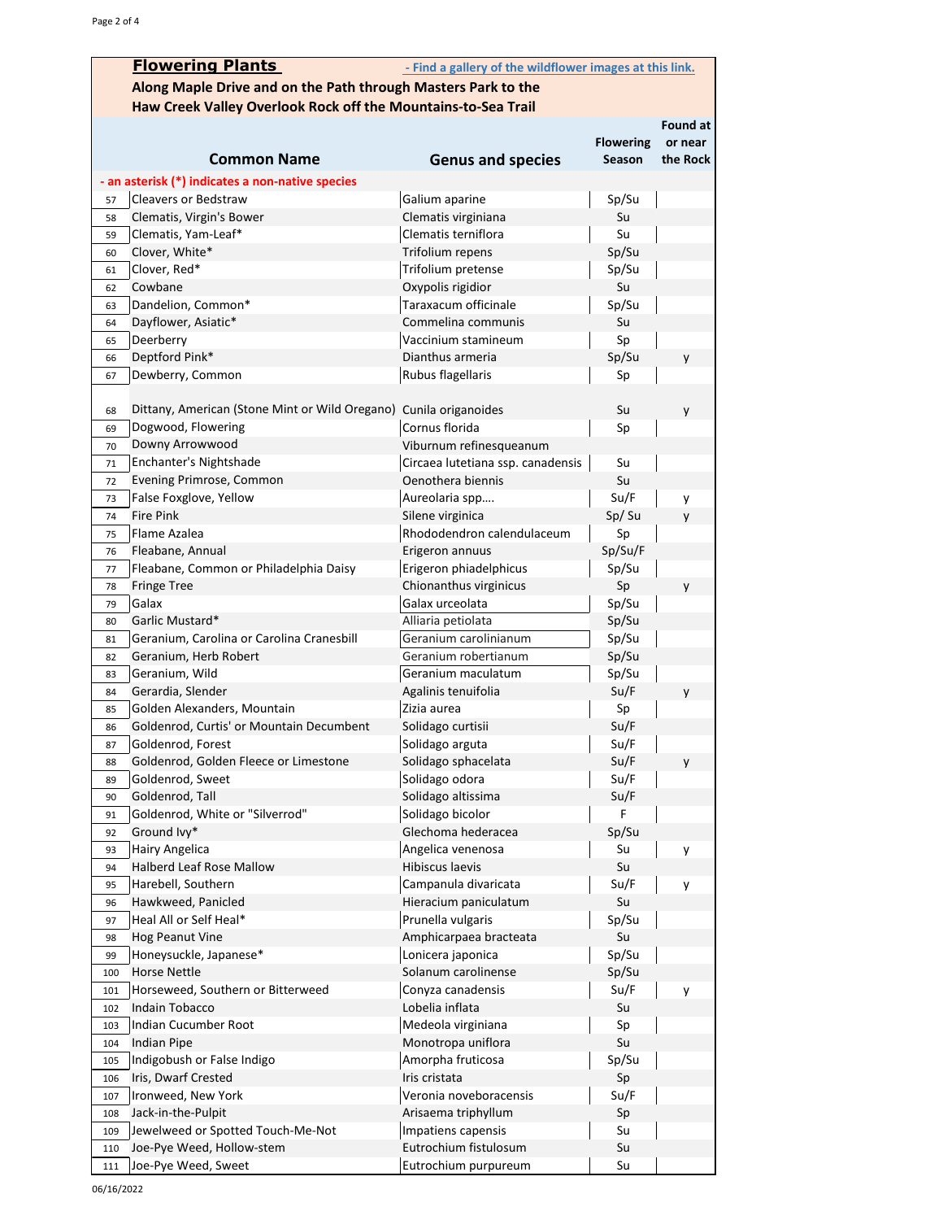## Flowering Plants

- Find a gallery of the wildflower images at this link.

**Along Maple Drive and on the Path through Masters Park to the Haw Creek Valley Overlook Rock off the Mountains-to-Sea Trail**

- an asterisk (*) indicates a non-native species

| | Common Name | Genus and species | Flowering Season | Found at or near the Rock |
|---|---|---|---|---|
| 57 | Cleavers or Bedstraw | Galium aparine | Sp/Su | |
| 58 | Clematis, Virgin's Bower | Clematis virginiana | Su | |
| 59 | Clematis, Yam-Leaf* | Clematis terniflora | Su | |
| 60 | Clover, White* | Trifolium repens | Sp/Su | |
| 61 | Clover, Red* | Trifolium pretense | Sp/Su | |
| 62 | Cowbane | Oxypolis rigidior | Su | |
| 63 | Dandelion, Common* | Taraxacum officinale | Sp/Su | |
| 64 | Dayflower, Asiatic* | Commelina communis | Su | |
| 65 | Deerberry | Vaccinium stamineum | Sp | |
| 66 | Deptford Pink* | Dianthus armeria | Sp/Su | y |
| 67 | Dewberry, Common | Rubus flagellaris | Sp | |
| 68 | Dittany, American (Stone Mint or Wild Oregano) | Cunila origanoides | Su | y |
| 69 | Dogwood, Flowering | Cornus florida | Sp | |
| 70 | Downy Arrowwood | Viburnum refinesqueanum | | |
| 71 | Enchanter's Nightshade | Circaea lutetiana ssp. canadensis | Su | |
| 72 | Evening Primrose, Common | Oenothera biennis | Su | |
| 73 | False Foxglove, Yellow | Aureolaria spp…. | Su/F | y |
| 74 | Fire Pink | Silene virginica | Sp/ Su | y |
| 75 | Flame Azalea | Rhododendron calendulaceum | Sp | |
| 76 | Fleabane, Annual | Erigeron annuus | Sp/Su/F | |
| 77 | Fleabane, Common or Philadelphia Daisy | Erigeron phiadelphicus | Sp/Su | |
| 78 | Fringe Tree | Chionanthus virginicus | Sp | y |
| 79 | Galax | Galax urceolata | Sp/Su | |
| 80 | Garlic Mustard* | Alliaria petiolata | Sp/Su | |
| 81 | Geranium, Carolina or Carolina Cranesbill | Geranium carolinianum | Sp/Su | |
| 82 | Geranium, Herb Robert | Geranium robertianum | Sp/Su | |
| 83 | Geranium, Wild | Geranium maculatum | Sp/Su | |
| 84 | Gerardia, Slender | Agalinis tenuifolia | Su/F | y |
| 85 | Golden Alexanders, Mountain | Zizia aurea | Sp | |
| 86 | Goldenrod, Curtis' or Mountain Decumbent | Solidago curtisii | Su/F | |
| 87 | Goldenrod, Forest | Solidago arguta | Su/F | |
| 88 | Goldenrod, Golden Fleece or Limestone | Solidago sphacelata | Su/F | y |
| 89 | Goldenrod, Sweet | Solidago odora | Su/F | |
| 90 | Goldenrod, Tall | Solidago altissima | Su/F | |
| 91 | Goldenrod, White or "Silverrod" | Solidago bicolor | F | |
| 92 | Ground Ivy* | Glechoma hederacea | Sp/Su | |
| 93 | Hairy Angelica | Angelica venenosa | Su | y |
| 94 | Halberd Leaf Rose Mallow | Hibiscus laevis | Su | |
| 95 | Harebell, Southern | Campanula divaricata | Su/F | y |
| 96 | Hawkweed, Panicled | Hieracium paniculatum | Su | |
| 97 | Heal All or Self Heal* | Prunella vulgaris | Sp/Su | |
| 98 | Hog Peanut Vine | Amphicarpaea bracteata | Su | |
| 99 | Honeysuckle, Japanese* | Lonicera japonica | Sp/Su | |
| 100 | Horse Nettle | Solanum carolinense | Sp/Su | |
| 101 | Horseweed, Southern or Bitterweed | Conyza canadensis | Su/F | y |
| 102 | Indain Tobacco | Lobelia inflata | Su | |
| 103 | Indian Cucumber Root | Medeola virginiana | Sp | |
| 104 | Indian Pipe | Monotropa uniflora | Su | |
| 105 | Indigobush or False Indigo | Amorpha fruticosa | Sp/Su | |
| 106 | Iris, Dwarf Crested | Iris cristata | Sp | |
| 107 | Ironweed, New York | Veronia noveboracensis | Su/F | |
| 108 | Jack-in-the-Pulpit | Arisaema triphyllum | Sp | |
| 109 | Jewelweed or Spotted Touch-Me-Not | Impatiens capensis | Su | |
| 110 | Joe-Pye Weed, Hollow-stem | Eutrochium fistulosum | Su | |
| 111 | Joe-Pye Weed, Sweet | Eutrochium purpureum | Su | |

06/16/2022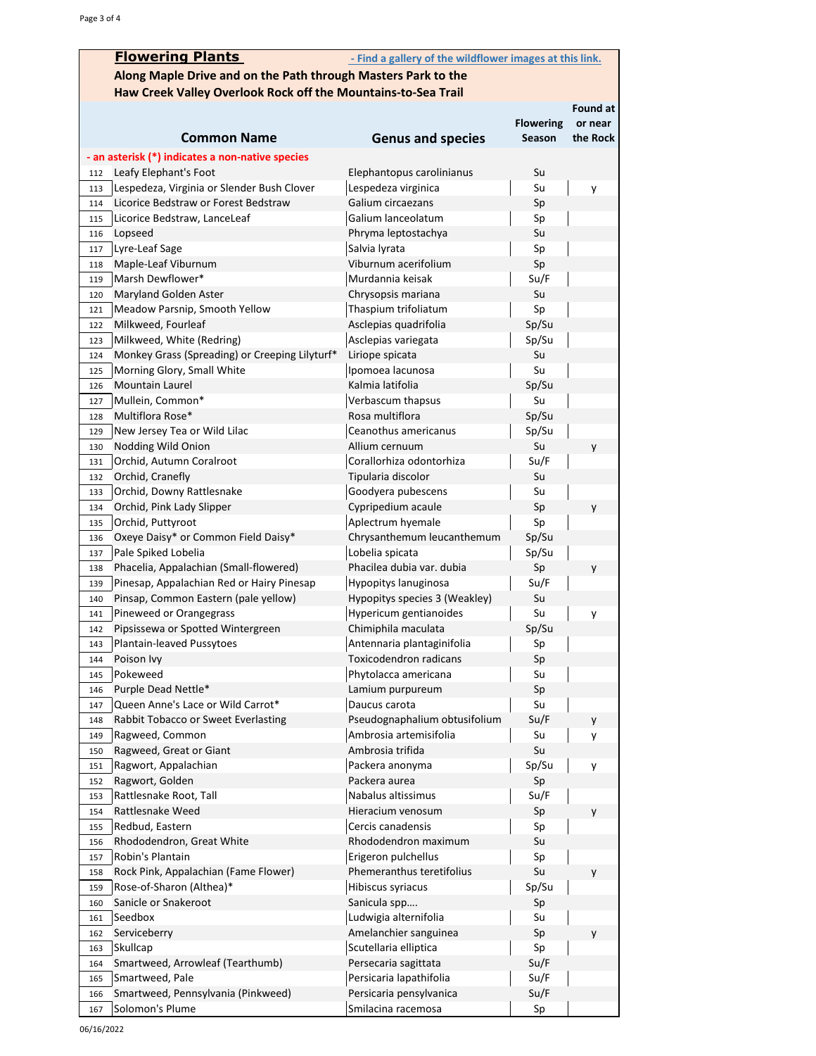## Flowering Plants

- Find a gallery of the wildflower images at this link.

### Along Maple Drive and on the Path through Masters Park to the Haw Creek Valley Overlook Rock off the Mountains-to-Sea Trail

|  | Common Name | Genus and species | Flowering Season | Found at or near the Rock |
|---|---|---|---|---|
|  | - an asterisk (*) indicates a non-native species |  |  |  |
| 112 | Leafy Elephant's Foot | Elephantopus carolinianus | Su |  |
| 113 | Lespedeza, Virginia or Slender Bush Clover | Lespedeza virginica | Su | y |
| 114 | Licorice Bedstraw or Forest Bedstraw | Galium circaezans | Sp |  |
| 115 | Licorice Bedstraw, LanceLeaf | Galium lanceolatum | Sp |  |
| 116 | Lopseed | Phryma leptostachya | Su |  |
| 117 | Lyre-Leaf Sage | Salvia lyrata | Sp |  |
| 118 | Maple-Leaf Viburnum | Viburnum acerifolium | Sp |  |
| 119 | Marsh Dewflower* | Murdannia keisak | Su/F |  |
| 120 | Maryland Golden Aster | Chrysopsis mariana | Su |  |
| 121 | Meadow Parsnip, Smooth Yellow | Thaspium trifoliatum | Sp |  |
| 122 | Milkweed, Fourleaf | Asclepias quadrifolia | Sp/Su |  |
| 123 | Milkweed, White (Redring) | Asclepias variegata | Sp/Su |  |
| 124 | Monkey Grass (Spreading) or Creeping Lilyturf* | Liriope spicata | Su |  |
| 125 | Morning Glory, Small White | Ipomoea lacunosa | Su |  |
| 126 | Mountain Laurel | Kalmia latifolia | Sp/Su |  |
| 127 | Mullein, Common* | Verbascum thapsus | Su |  |
| 128 | Multiflora Rose* | Rosa multiflora | Sp/Su |  |
| 129 | New Jersey Tea or Wild Lilac | Ceanothus americanus | Sp/Su |  |
| 130 | Nodding Wild Onion | Allium cernuum | Su | y |
| 131 | Orchid, Autumn Coralroot | Corallorhiza odontorhiza | Su/F |  |
| 132 | Orchid, Cranefly | Tipularia discolor | Su |  |
| 133 | Orchid, Downy Rattlesnake | Goodyera pubescens | Su |  |
| 134 | Orchid, Pink Lady Slipper | Cypripedium acaule | Sp | y |
| 135 | Orchid, Puttyroot | Aplectrum hyemale | Sp |  |
| 136 | Oxeye Daisy* or Common Field Daisy* | Chrysanthemum leucanthemum | Sp/Su |  |
| 137 | Pale Spiked Lobelia | Lobelia spicata | Sp/Su |  |
| 138 | Phacelia, Appalachian (Small-flowered) | Phacilea dubia var. dubia | Sp | y |
| 139 | Pinesap, Appalachian Red or Hairy Pinesap | Hypopitys lanuginosa | Su/F |  |
| 140 | Pinsap, Common Eastern (pale yellow) | Hypopitys species 3 (Weakley) | Su |  |
| 141 | Pineweed or Orangegrass | Hypericum gentianoides | Su | y |
| 142 | Pipsissewa or Spotted Wintergreen | Chimiphila maculata | Sp/Su |  |
| 143 | Plantain-leaved Pussytoes | Antennaria plantaginifolia | Sp |  |
| 144 | Poison Ivy | Toxicodendron radicans | Sp |  |
| 145 | Pokeweed | Phytolacca americana | Su |  |
| 146 | Purple Dead Nettle* | Lamium purpureum | Sp |  |
| 147 | Queen Anne's Lace or Wild Carrot* | Daucus carota | Su |  |
| 148 | Rabbit Tobacco or Sweet Everlasting | Pseudognaphalium obtusifolium | Su/F | y |
| 149 | Ragweed, Common | Ambrosia artemisifolia | Su | y |
| 150 | Ragweed, Great or Giant | Ambrosia trifida | Su |  |
| 151 | Ragwort, Appalachian | Packera anonyma | Sp/Su | y |
| 152 | Ragwort, Golden | Packera aurea | Sp |  |
| 153 | Rattlesnake Root, Tall | Nabalus altissimus | Su/F |  |
| 154 | Rattlesnake Weed | Hieracium venosum | Sp | y |
| 155 | Redbud, Eastern | Cercis canadensis | Sp |  |
| 156 | Rhododendron, Great White | Rhododendron maximum | Su |  |
| 157 | Robin's Plantain | Erigeron pulchellus | Sp |  |
| 158 | Rock Pink, Appalachian (Fame Flower) | Phemeranthus teretifolius | Su | y |
| 159 | Rose-of-Sharon (Althea)* | Hibiscus syriacus | Sp/Su |  |
| 160 | Sanicle or Snakeroot | Sanicula spp.... | Sp |  |
| 161 | Seedbox | Ludwigia alternifolia | Su |  |
| 162 | Serviceberry | Amelanchier sanguinea | Sp | y |
| 163 | Skullcap | Scutellaria elliptica | Sp |  |
| 164 | Smartweed, Arrowleaf (Tearthumb) | Persecaria sagittata | Su/F |  |
| 165 | Smartweed, Pale | Persicaria lapathifolia | Su/F |  |
| 166 | Smartweed, Pennsylvania (Pinkweed) | Persicaria pensylvanica | Su/F |  |
| 167 | Solomon's Plume | Smilacina racemosa | Sp |  |

06/16/2022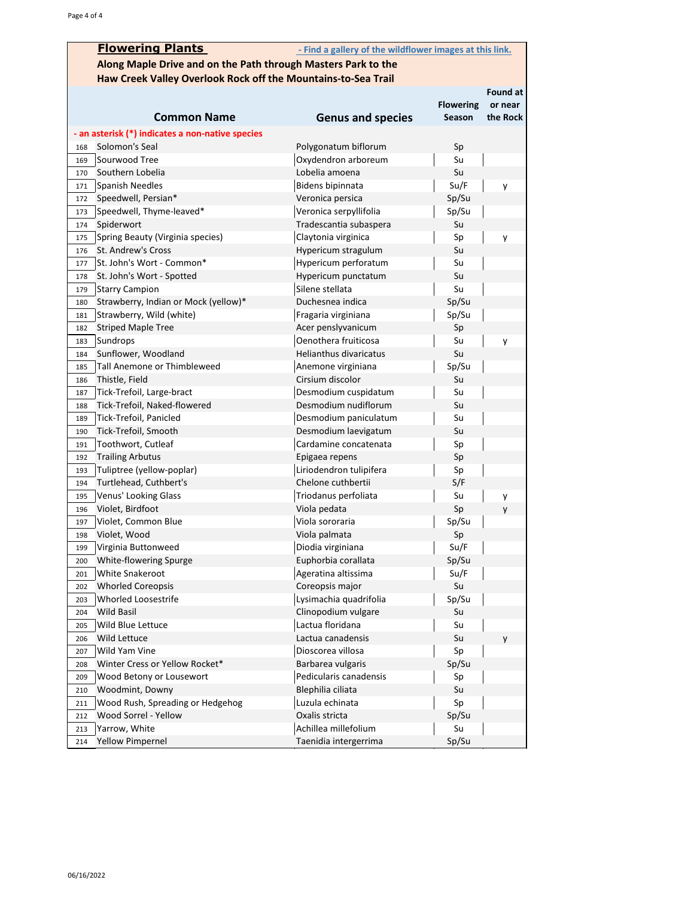## Flowering Plants

- Find a gallery of the wildflower images at this link.

### Along Maple Drive and on the Path through Masters Park to the Haw Creek Valley Overlook Rock off the Mountains-to-Sea Trail

- an asterisk (*) indicates a non-native species

| | Common Name | Genus and species | Flowering Season | Found at or near the Rock |
|---|---|---|---|---|
| 168 | Solomon's Seal | Polygonatum biflorum | Sp | |
| 169 | Sourwood Tree | Oxydendron arboreum | Su | |
| 170 | Southern Lobelia | Lobelia amoena | Su | |
| 171 | Spanish Needles | Bidens bipinnata | Su/F | y |
| 172 | Speedwell, Persian* | Veronica persica | Sp/Su | |
| 173 | Speedwell, Thyme-leaved* | Veronica serpyllifolia | Sp/Su | |
| 174 | Spiderwort | Tradescantia subaspera | Su | |
| 175 | Spring Beauty (Virginia species) | Claytonia virginica | Sp | y |
| 176 | St. Andrew's Cross | Hypericum stragulum | Su | |
| 177 | St. John's Wort - Common* | Hypericum perforatum | Su | |
| 178 | St. John's Wort - Spotted | Hypericum punctatum | Su | |
| 179 | Starry Campion | Silene stellata | Su | |
| 180 | Strawberry, Indian or Mock (yellow)* | Duchesnea indica | Sp/Su | |
| 181 | Strawberry, Wild (white) | Fragaria virginiana | Sp/Su | |
| 182 | Striped Maple Tree | Acer penslyvanicum | Sp | |
| 183 | Sundrops | Oenothera fruiticosa | Su | y |
| 184 | Sunflower, Woodland | Helianthus divaricatus | Su | |
| 185 | Tall Anemone or Thimbleweed | Anemone virginiana | Sp/Su | |
| 186 | Thistle, Field | Cirsium discolor | Su | |
| 187 | Tick-Trefoil, Large-bract | Desmodium cuspidatum | Su | |
| 188 | Tick-Trefoil, Naked-flowered | Desmodium nudiflorum | Su | |
| 189 | Tick-Trefoil, Panicled | Desmodium paniculatum | Su | |
| 190 | Tick-Trefoil, Smooth | Desmodium laevigatum | Su | |
| 191 | Toothwort, Cutleaf | Cardamine concatenata | Sp | |
| 192 | Trailing Arbutus | Epigaea repens | Sp | |
| 193 | Tuliptree (yellow-poplar) | Liriodendron tulipifera | Sp | |
| 194 | Turtlehead, Cuthbert's | Chelone cuthbertii | S/F | |
| 195 | Venus' Looking Glass | Triodanus perfoliata | Su | y |
| 196 | Violet, Birdfoot | Viola pedata | Sp | y |
| 197 | Violet, Common Blue | Viola sororaria | Sp/Su | |
| 198 | Violet, Wood | Viola palmata | Sp | |
| 199 | Virginia Buttonweed | Diodia virginiana | Su/F | |
| 200 | White-flowering Spurge | Euphorbia corallata | Sp/Su | |
| 201 | White Snakeroot | Ageratina altissima | Su/F | |
| 202 | Whorled Coreopsis | Coreopsis major | Su | |
| 203 | Whorled Loosestrife | Lysimachia quadrifolia | Sp/Su | |
| 204 | Wild Basil | Clinopodium vulgare | Su | |
| 205 | Wild Blue Lettuce | Lactua floridana | Su | |
| 206 | Wild Lettuce | Lactua canadensis | Su | y |
| 207 | Wild Yam Vine | Dioscorea villosa | Sp | |
| 208 | Winter Cress or Yellow Rocket* | Barbarea vulgaris | Sp/Su | |
| 209 | Wood Betony or Lousewort | Pedicularis canadensis | Sp | |
| 210 | Woodmint, Downy | Blephilia ciliata | Su | |
| 211 | Wood Rush, Spreading or Hedgehog | Luzula echinata | Sp | |
| 212 | Wood Sorrel - Yellow | Oxalis stricta | Sp/Su | |
| 213 | Yarrow, White | Achillea millefolium | Su | |
| 214 | Yellow Pimpernel | Taenidia intergerrima | Sp/Su | |

06/16/2022